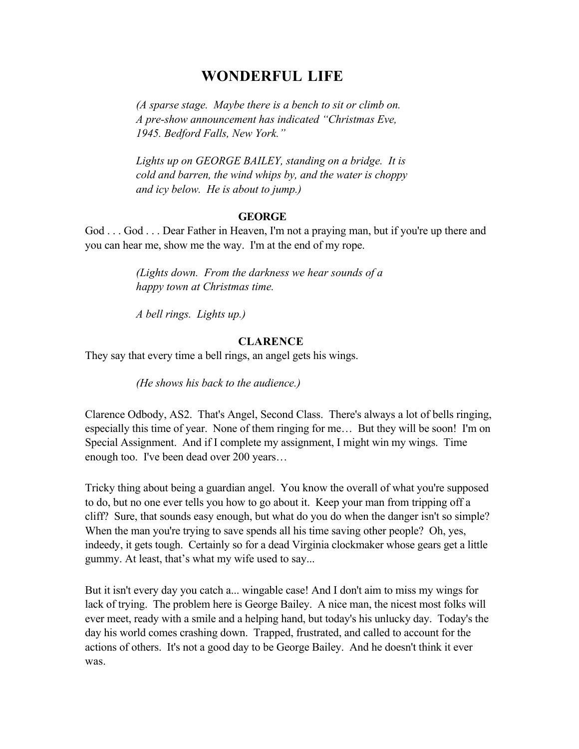# WONDERFUL LIFE

*(A sparse stage. Maybe there is a bench to sit or climb on. A pre-show announcement has indicated "Christmas Eve, 1945. Bedford Falls, New York."*

*Lights up on GEORGE BAILEY, standing on a bridge. It is cold and barren, the wind whips by, and the water is choppy and icy below. He is about to jump.)*

**GEORGE**

God . . . God . . . Dear Father in Heaven, I'm not a praying man, but if you're up there and you can hear me, show me the way. I'm at the end of my rope.

*(Lights down. From the darkness we hear sounds of a happy town at Christmas time.*

*A bell rings. Lights up.)*

**CLARENCE**

They say that every time a bell rings, an angel gets his wings.

*(He shows his back to the audience.)*

Clarence Odbody, AS2. That's Angel, Second Class. There's always a lot of bells ringing, especially this time of year. None of them ringing for me… But they will be soon! I'm on Special Assignment. And if I complete my assignment, I might win my wings. Time enough too. I've been dead over 200 years…

Tricky thing about being a guardian angel. You know the overall of what you're supposed to do, but no one ever tells you how to go about it. Keep your man from tripping off a cliff? Sure, that sounds easy enough, but what do you do when the danger isn't so simple? When the man you're trying to save spends all his time saving other people? Oh, yes, indeedy, it gets tough. Certainly so for a dead Virginia clockmaker whose gears get a little gummy. At least, that's what my wife used to say...

But it isn't every day you catch a... wingable case! And I don't aim to miss my wings for lack of trying. The problem here is George Bailey. A nice man, the nicest most folks will ever meet, ready with a smile and a helping hand, but today's his unlucky day. Today's the day his world comes crashing down. Trapped, frustrated, and called to account for the actions of others. It's not a good day to be George Bailey. And he doesn't think it ever was.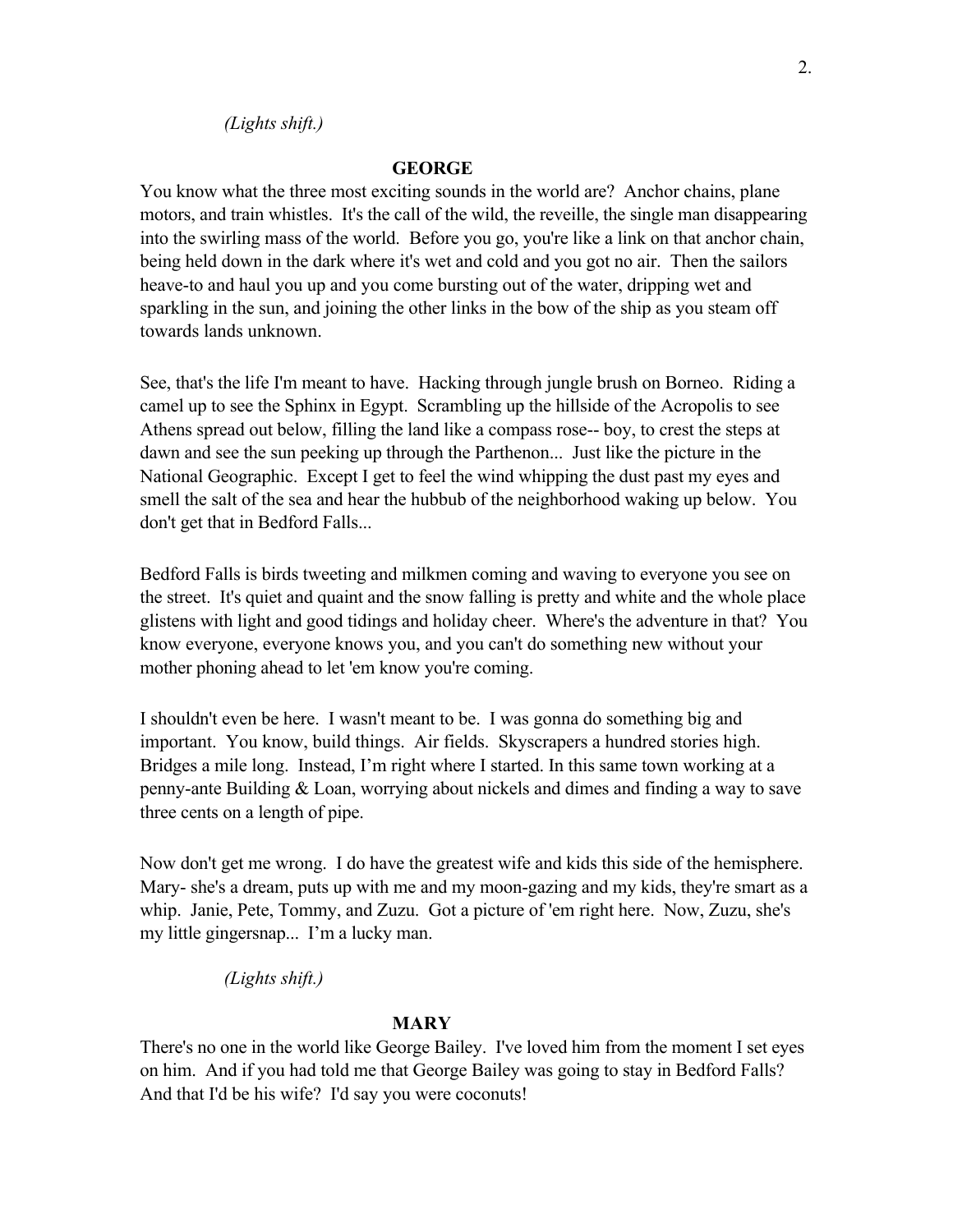*(Lights shift.)*

**GEORGE**

You know what the three most exciting sounds in the world are? Anchor chains, plane motors, and train whistles. It's the call of the wild, the reveille, the single man disappearing into the swirling mass of the world. Before you go, you're like a link on that anchor chain, being held down in the dark where it's wet and cold and you got no air. Then the sailors heave-to and haul you up and you come bursting out of the water, dripping wet and sparkling in the sun, and joining the other links in the bow of the ship as you steam off towards lands unknown.

See, that's the life I'm meant to have. Hacking through jungle brush on Borneo. Riding a camel up to see the Sphinx in Egypt. Scrambling up the hillside of the Acropolis to see Athens spread out below, filling the land like a compass rose-- boy, to crest the steps at dawn and see the sun peeking up through the Parthenon... Just like the picture in the National Geographic. Except I get to feel the wind whipping the dust past my eyes and smell the salt of the sea and hear the hubbub of the neighborhood waking up below. You don't get that in Bedford Falls...

Bedford Falls is birds tweeting and milkmen coming and waving to everyone you see on the street. It's quiet and quaint and the snow falling is pretty and white and the whole place glistens with light and good tidings and holiday cheer. Where's the adventure in that? You know everyone, everyone knows you, and you can't do something new without your mother phoning ahead to let 'em know you're coming.

I shouldn't even be here. I wasn't meant to be. I was gonna do something big and important. You know, build things. Air fields. Skyscrapers a hundred stories high. Bridges a mile long. Instead, I'm right where I started. In this same town working at a penny-ante Building & Loan, worrying about nickels and dimes and finding a way to save three cents on a length of pipe.

Now don't get me wrong. I do have the greatest wife and kids this side of the hemisphere. Mary- she's a dream, puts up with me and my moon-gazing and my kids, they're smart as a whip. Janie, Pete, Tommy, and Zuzu. Got a picture of 'em right here. Now, Zuzu, she's my little gingersnap... I'm a lucky man.

*(Lights shift.)*

**MARY**

There's no one in the world like George Bailey. I've loved him from the moment I set eyes on him. And if you had told me that George Bailey was going to stay in Bedford Falls? And that I'd be his wife? I'd say you were coconuts!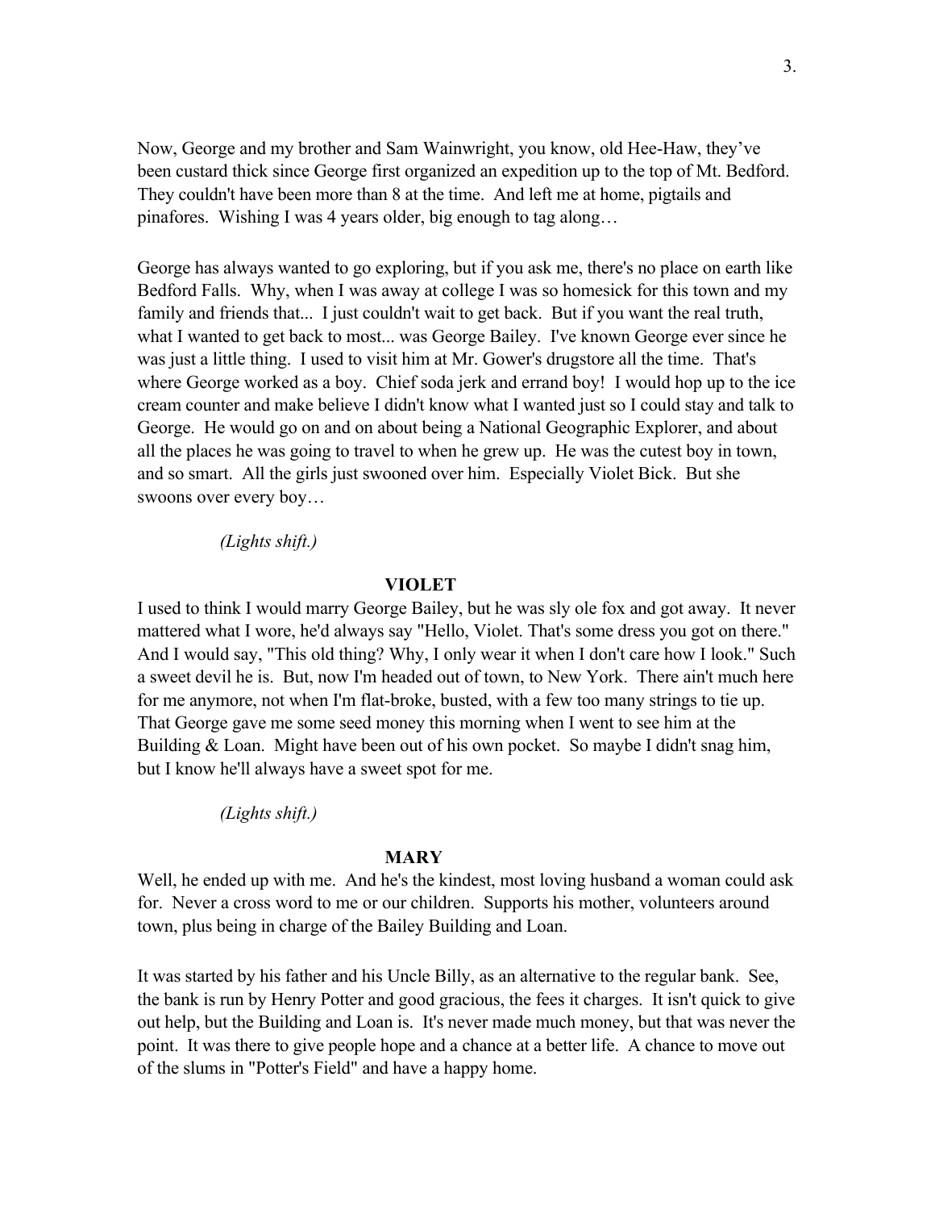Now, George and my brother and Sam Wainwright, you know, old Hee-Haw, they've been custard thick since George first organized an expedition up to the top of Mt. Bedford. They couldn't have been more than 8 at the time. And left me at home, pigtails and pinafores. Wishing I was 4 years older, big enough to tag along…

George has always wanted to go exploring, but if you ask me, there's no place on earth like Bedford Falls. Why, when I was away at college I was so homesick for this town and my family and friends that... I just couldn't wait to get back. But if you want the real truth, what I wanted to get back to most... was George Bailey. I've known George ever since he was just a little thing. I used to visit him at Mr. Gower's drugstore all the time. That's where George worked as a boy. Chief soda jerk and errand boy! I would hop up to the ice cream counter and make believe I didn't know what I wanted just so I could stay and talk to George. He would go on and on about being a National Geographic Explorer, and about all the places he was going to travel to when he grew up. He was the cutest boy in town, and so smart. All the girls just swooned over him. Especially Violet Bick. But she swoons over every boy…

*(Lights shift.)*

**VIOLET**

I used to think I would marry George Bailey, but he was sly ole fox and got away. It never mattered what I wore, he'd always say "Hello, Violet. That's some dress you got on there." And I would say, "This old thing? Why, I only wear it when I don't care how I look." Such a sweet devil he is. But, now I'm headed out of town, to New York. There ain't much here for me anymore, not when I'm flat-broke, busted, with a few too many strings to tie up. That George gave me some seed money this morning when I went to see him at the Building & Loan. Might have been out of his own pocket. So maybe I didn't snag him, but I know he'll always have a sweet spot for me.

*(Lights shift.)*

**MARY**

Well, he ended up with me. And he's the kindest, most loving husband a woman could ask for. Never a cross word to me or our children. Supports his mother, volunteers around town, plus being in charge of the Bailey Building and Loan.

It was started by his father and his Uncle Billy, as an alternative to the regular bank. See, the bank is run by Henry Potter and good gracious, the fees it charges. It isn't quick to give out help, but the Building and Loan is. It's never made much money, but that was never the point. It was there to give people hope and a chance at a better life. A chance to move out of the slums in "Potter's Field" and have a happy home.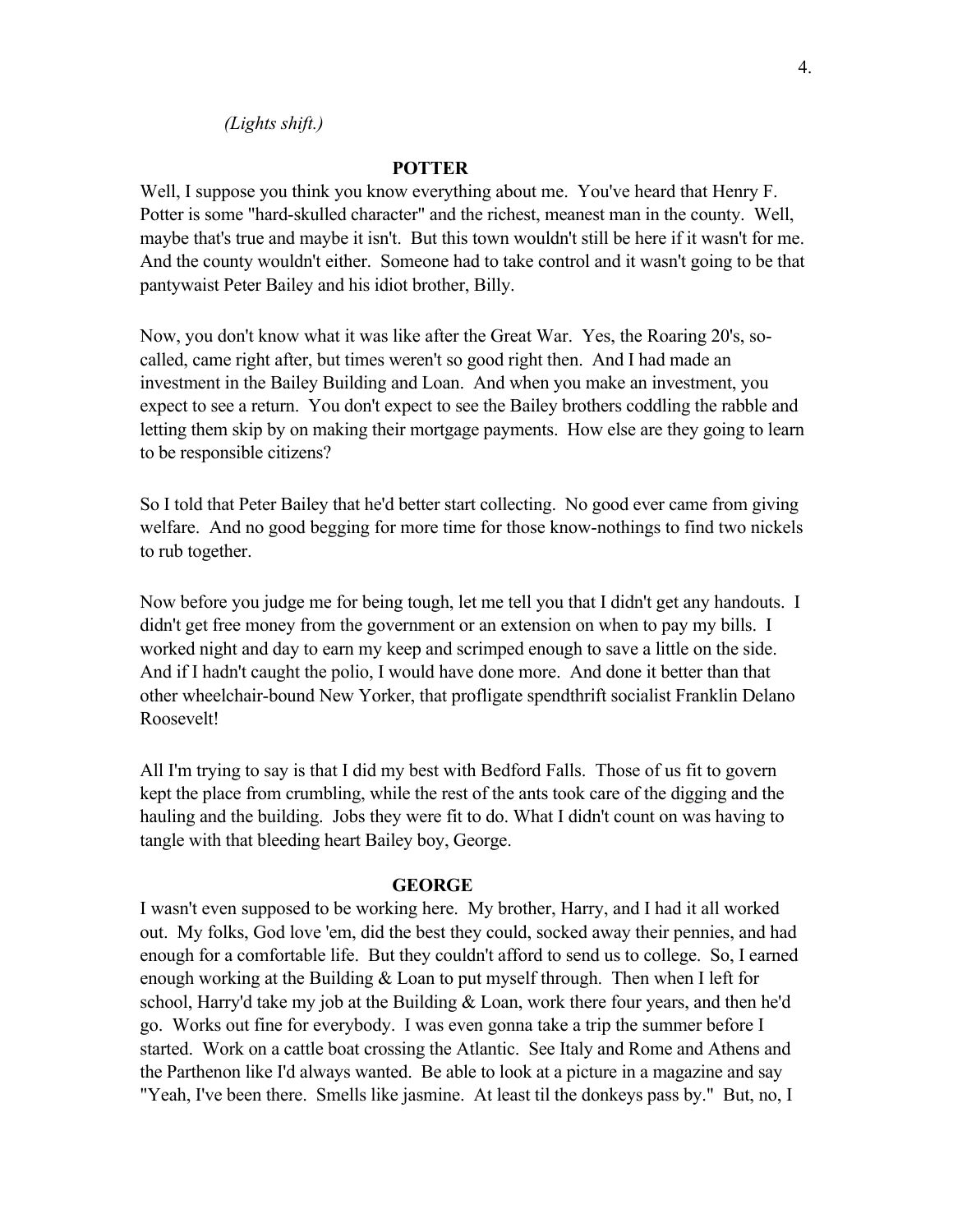*(Lights shift.)*

**POTTER**

Well, I suppose you think you know everything about me. You've heard that Henry F. Potter is some "hard-skulled character" and the richest, meanest man in the county. Well, maybe that's true and maybe it isn't. But this town wouldn't still be here if it wasn't for me. And the county wouldn't either. Someone had to take control and it wasn't going to be that pantywaist Peter Bailey and his idiot brother, Billy.

Now, you don't know what it was like after the Great War. Yes, the Roaring 20's, so-called, came right after, but times weren't so good right then. And I had made an investment in the Bailey Building and Loan. And when you make an investment, you expect to see a return. You don't expect to see the Bailey brothers coddling the rabble and letting them skip by on making their mortgage payments. How else are they going to learn to be responsible citizens?

So I told that Peter Bailey that he'd better start collecting. No good ever came from giving welfare. And no good begging for more time for those know-nothings to find two nickels to rub together.

Now before you judge me for being tough, let me tell you that I didn't get any handouts. I didn't get free money from the government or an extension on when to pay my bills. I worked night and day to earn my keep and scrimped enough to save a little on the side. And if I hadn't caught the polio, I would have done more. And done it better than that other wheelchair-bound New Yorker, that profligate spendthrift socialist Franklin Delano Roosevelt!

All I'm trying to say is that I did my best with Bedford Falls. Those of us fit to govern kept the place from crumbling, while the rest of the ants took care of the digging and the hauling and the building. Jobs they were fit to do. What I didn't count on was having to tangle with that bleeding heart Bailey boy, George.

**GEORGE**

I wasn't even supposed to be working here. My brother, Harry, and I had it all worked out. My folks, God love 'em, did the best they could, socked away their pennies, and had enough for a comfortable life. But they couldn't afford to send us to college. So, I earned enough working at the Building & Loan to put myself through. Then when I left for school, Harry'd take my job at the Building & Loan, work there four years, and then he'd go. Works out fine for everybody. I was even gonna take a trip the summer before I started. Work on a cattle boat crossing the Atlantic. See Italy and Rome and Athens and the Parthenon like I'd always wanted. Be able to look at a picture in a magazine and say "Yeah, I've been there. Smells like jasmine. At least til the donkeys pass by." But, no, I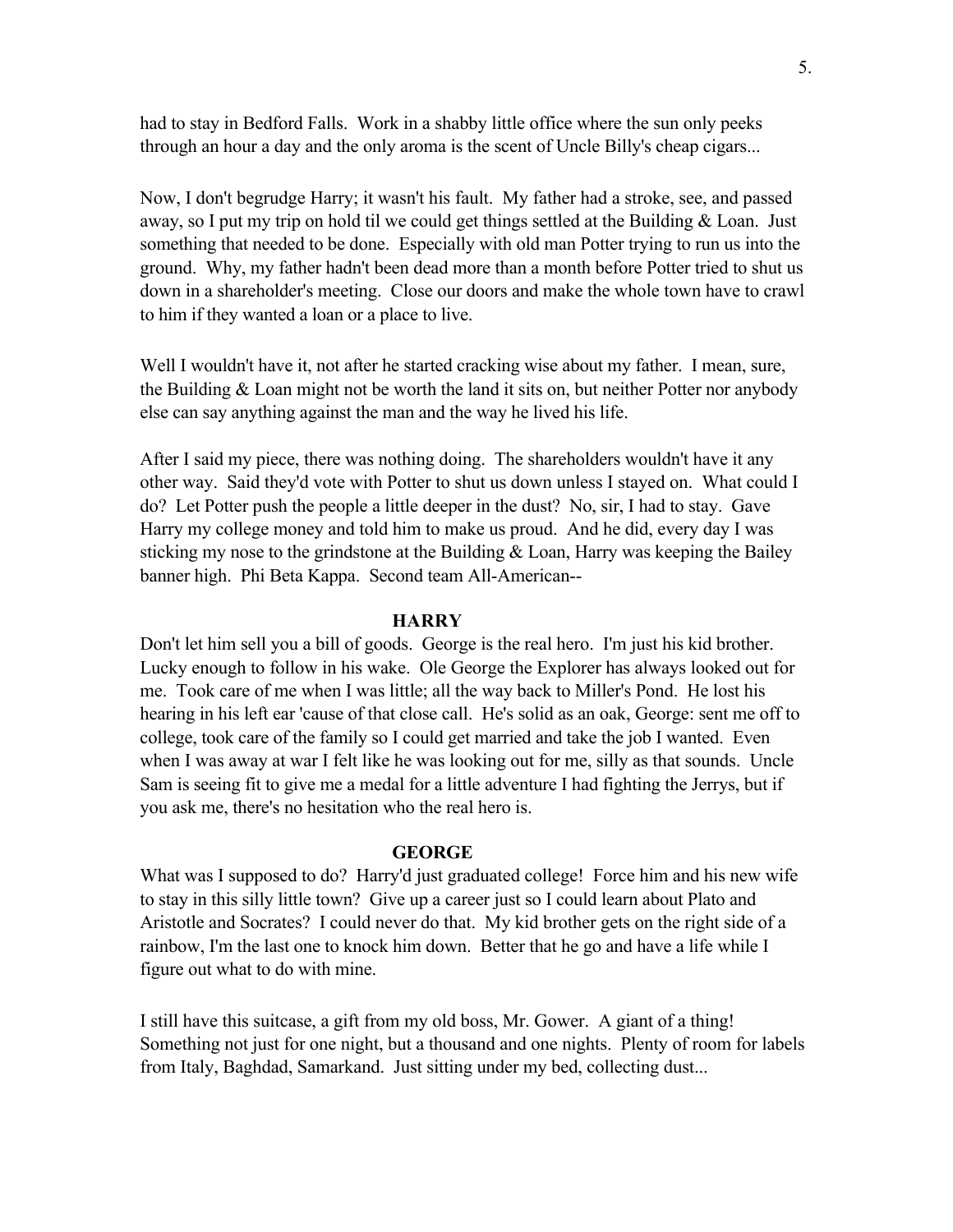had to stay in Bedford Falls. Work in a shabby little office where the sun only peeks through an hour a day and the only aroma is the scent of Uncle Billy's cheap cigars...

Now, I don't begrudge Harry; it wasn't his fault. My father had a stroke, see, and passed away, so I put my trip on hold til we could get things settled at the Building & Loan. Just something that needed to be done. Especially with old man Potter trying to run us into the ground. Why, my father hadn't been dead more than a month before Potter tried to shut us down in a shareholder's meeting. Close our doors and make the whole town have to crawl to him if they wanted a loan or a place to live.

Well I wouldn't have it, not after he started cracking wise about my father. I mean, sure, the Building & Loan might not be worth the land it sits on, but neither Potter nor anybody else can say anything against the man and the way he lived his life.

After I said my piece, there was nothing doing. The shareholders wouldn't have it any other way. Said they'd vote with Potter to shut us down unless I stayed on. What could I do? Let Potter push the people a little deeper in the dust? No, sir, I had to stay. Gave Harry my college money and told him to make us proud. And he did, every day I was sticking my nose to the grindstone at the Building & Loan, Harry was keeping the Bailey banner high. Phi Beta Kappa. Second team All-American--

**HARRY**

Don't let him sell you a bill of goods. George is the real hero. I'm just his kid brother. Lucky enough to follow in his wake. Ole George the Explorer has always looked out for me. Took care of me when I was little; all the way back to Miller's Pond. He lost his hearing in his left ear 'cause of that close call. He's solid as an oak, George: sent me off to college, took care of the family so I could get married and take the job I wanted. Even when I was away at war I felt like he was looking out for me, silly as that sounds. Uncle Sam is seeing fit to give me a medal for a little adventure I had fighting the Jerrys, but if you ask me, there's no hesitation who the real hero is.

**GEORGE**

What was I supposed to do? Harry'd just graduated college! Force him and his new wife to stay in this silly little town? Give up a career just so I could learn about Plato and Aristotle and Socrates? I could never do that. My kid brother gets on the right side of a rainbow, I'm the last one to knock him down. Better that he go and have a life while I figure out what to do with mine.

I still have this suitcase, a gift from my old boss, Mr. Gower. A giant of a thing! Something not just for one night, but a thousand and one nights. Plenty of room for labels from Italy, Baghdad, Samarkand. Just sitting under my bed, collecting dust...